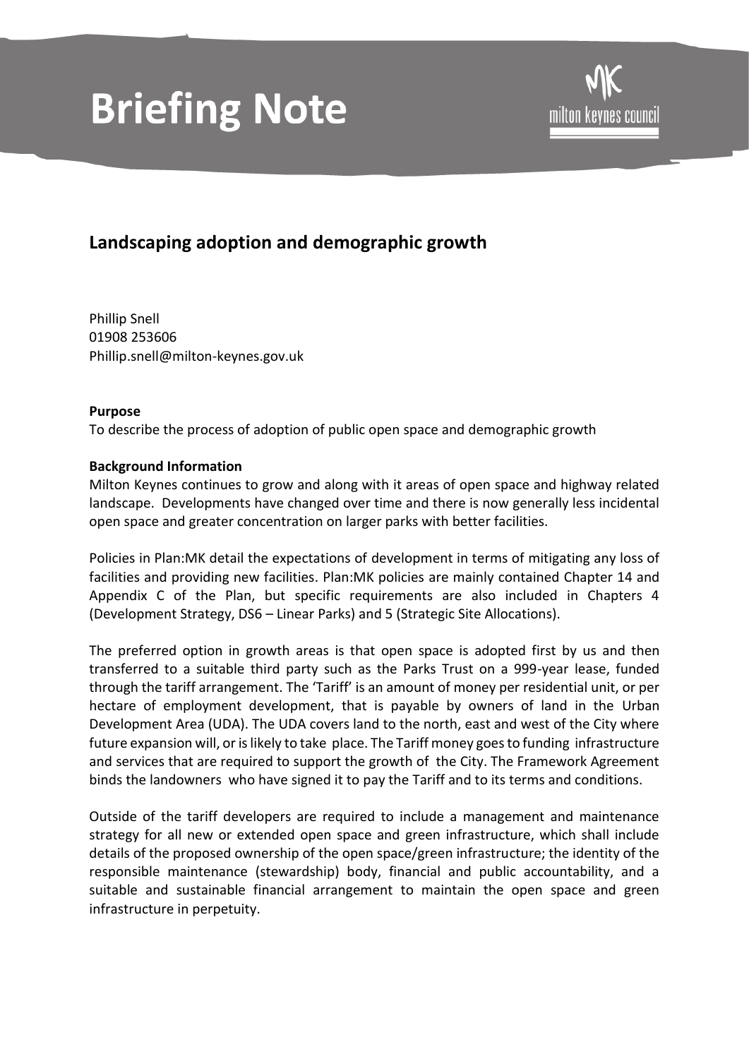# Briefing Note

## Landscaping adoption and demographic growth

Phillip Snell
01908 253606
Phillip.snell@milton-keynes.gov.uk

**Purpose**
To describe the process of adoption of public open space and demographic growth

**Background Information**
Milton Keynes continues to grow and along with it areas of open space and highway related landscape. Developments have changed over time and there is now generally less incidental open space and greater concentration on larger parks with better facilities.

Policies in Plan:MK detail the expectations of development in terms of mitigating any loss of facilities and providing new facilities. Plan:MK policies are mainly contained Chapter 14 and Appendix C of the Plan, but specific requirements are also included in Chapters 4 (Development Strategy, DS6 – Linear Parks) and 5 (Strategic Site Allocations).

The preferred option in growth areas is that open space is adopted first by us and then transferred to a suitable third party such as the Parks Trust on a 999-year lease, funded through the tariff arrangement. The 'Tariff' is an amount of money per residential unit, or per hectare of employment development, that is payable by owners of land in the Urban Development Area (UDA). The UDA covers land to the north, east and west of the City where future expansion will, or is likely to take place. The Tariff money goes to funding infrastructure and services that are required to support the growth of the City. The Framework Agreement binds the landowners who have signed it to pay the Tariff and to its terms and conditions.

Outside of the tariff developers are required to include a management and maintenance strategy for all new or extended open space and green infrastructure, which shall include details of the proposed ownership of the open space/green infrastructure; the identity of the responsible maintenance (stewardship) body, financial and public accountability, and a suitable and sustainable financial arrangement to maintain the open space and green infrastructure in perpetuity.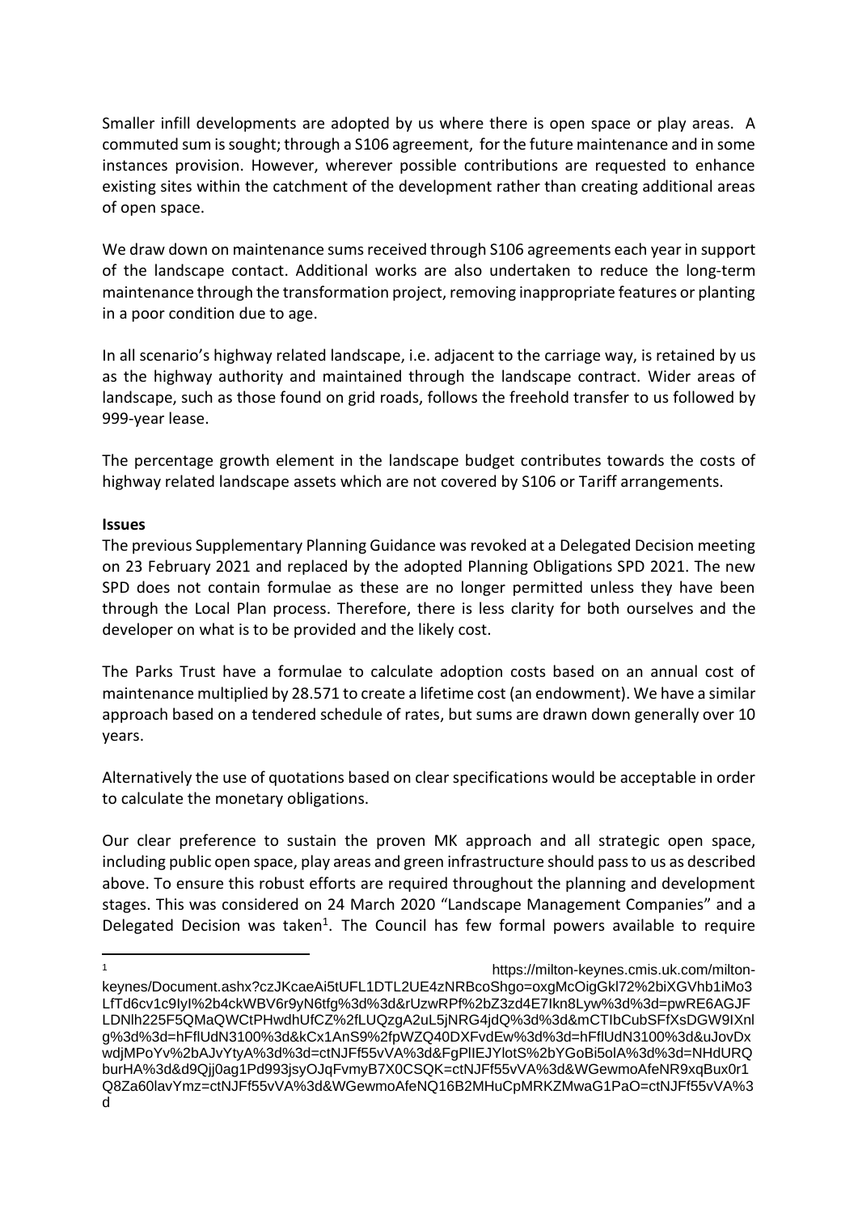Smaller infill developments are adopted by us where there is open space or play areas. A commuted sum is sought; through a S106 agreement, for the future maintenance and in some instances provision. However, wherever possible contributions are requested to enhance existing sites within the catchment of the development rather than creating additional areas of open space.

We draw down on maintenance sums received through S106 agreements each year in support of the landscape contact. Additional works are also undertaken to reduce the long-term maintenance through the transformation project, removing inappropriate features or planting in a poor condition due to age.

In all scenario's highway related landscape, i.e. adjacent to the carriage way, is retained by us as the highway authority and maintained through the landscape contract. Wider areas of landscape, such as those found on grid roads, follows the freehold transfer to us followed by 999-year lease.

The percentage growth element in the landscape budget contributes towards the costs of highway related landscape assets which are not covered by S106 or Tariff arrangements.

**Issues**

The previous Supplementary Planning Guidance was revoked at a Delegated Decision meeting on 23 February 2021 and replaced by the adopted Planning Obligations SPD 2021. The new SPD does not contain formulae as these are no longer permitted unless they have been through the Local Plan process. Therefore, there is less clarity for both ourselves and the developer on what is to be provided and the likely cost.

The Parks Trust have a formulae to calculate adoption costs based on an annual cost of maintenance multiplied by 28.571 to create a lifetime cost (an endowment). We have a similar approach based on a tendered schedule of rates, but sums are drawn down generally over 10 years.

Alternatively the use of quotations based on clear specifications would be acceptable in order to calculate the monetary obligations.

Our clear preference to sustain the proven MK approach and all strategic open space, including public open space, play areas and green infrastructure should pass to us as described above. To ensure this robust efforts are required throughout the planning and development stages. This was considered on 24 March 2020 "Landscape Management Companies" and a Delegated Decision was taken[1]. The Council has few formal powers available to require

---

[1] https://milton-keynes.cmis.uk.com/milton-keynes/Document.ashx?czJKcaeAi5tUFL1DTL2UE4zNRBcoShgo=oxgMcOigGkl72%2biXGVhb1iMo3LfTd6cv1c9IyI%2b4ckWBV6r9yN6tfg%3d%3d&rUzwRPf%2bZ3zd4E7Ikn8Lyw%3d%3d=pwRE6AGJFLDNlh225F5QMaQWCtPHwdhUfCZ%2fLUQzgA2uL5jNRG4jdQ%3d%3d&mCTIbCubSFfXsDGW9IXnlg%3d%3d=hFflUdN3100%3d&kCx1AnS9%2fpWZQ40DXFvdEw%3d%3d=hFflUdN3100%3d&uJovDxwdjMPoYv%2bAJvYtyA%3d%3d=ctNJFf55vVA%3d&FgPlIEJYlotS%2bYGoBi5olA%3d%3d=NHdURQburHA%3d&d9Qjj0ag1Pd993jsyOJqFvmyB7X0CSQK=ctNJFf55vVA%3d&WGewmoAfeNR9xqBux0r1Q8Za60lavYmz=ctNJFf55vVA%3d&WGewmoAfeNQ16B2MHuCpMRKZMwaG1PaO=ctNJFf55vVA%3d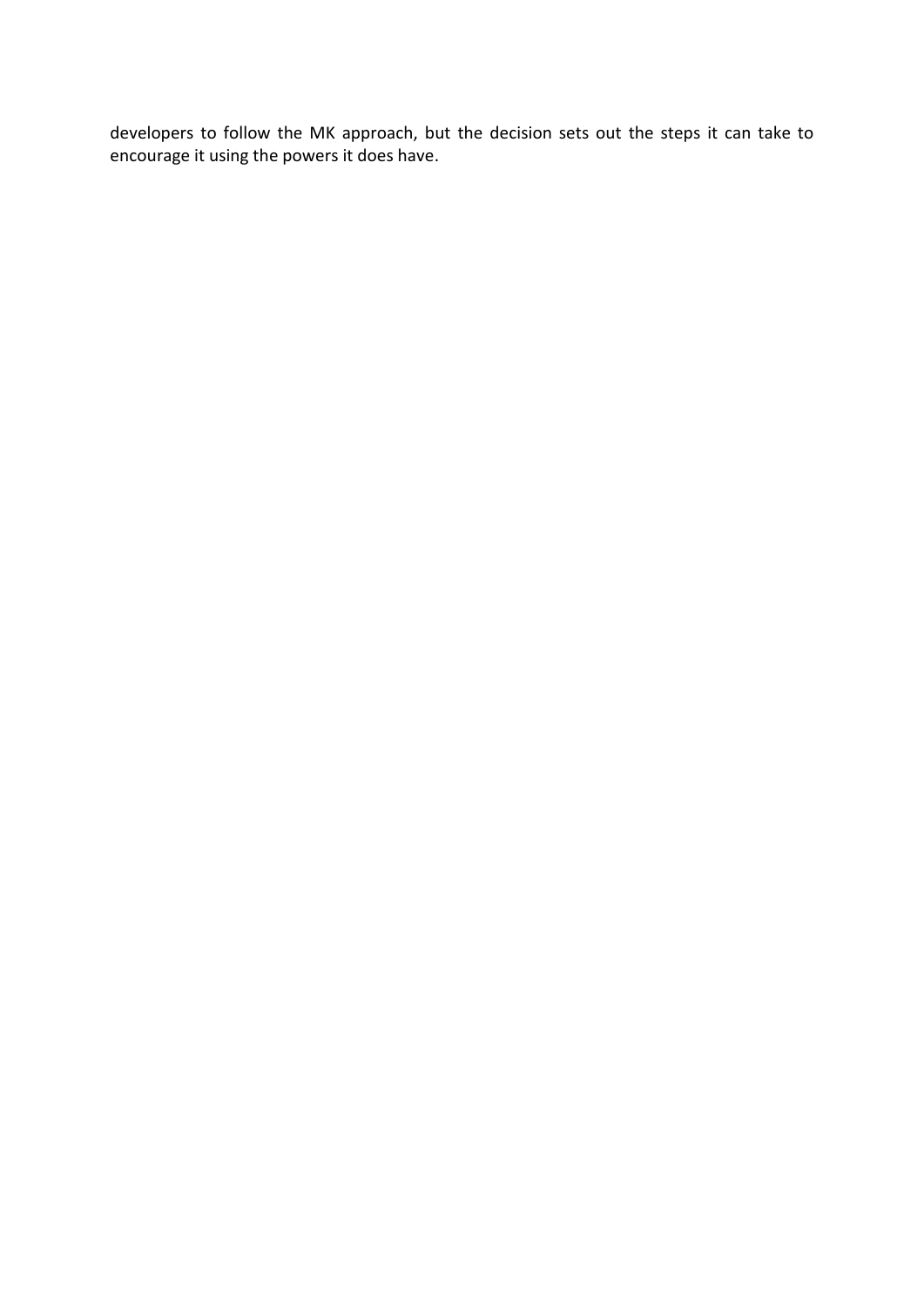developers to follow the MK approach, but the decision sets out the steps it can take to encourage it using the powers it does have.